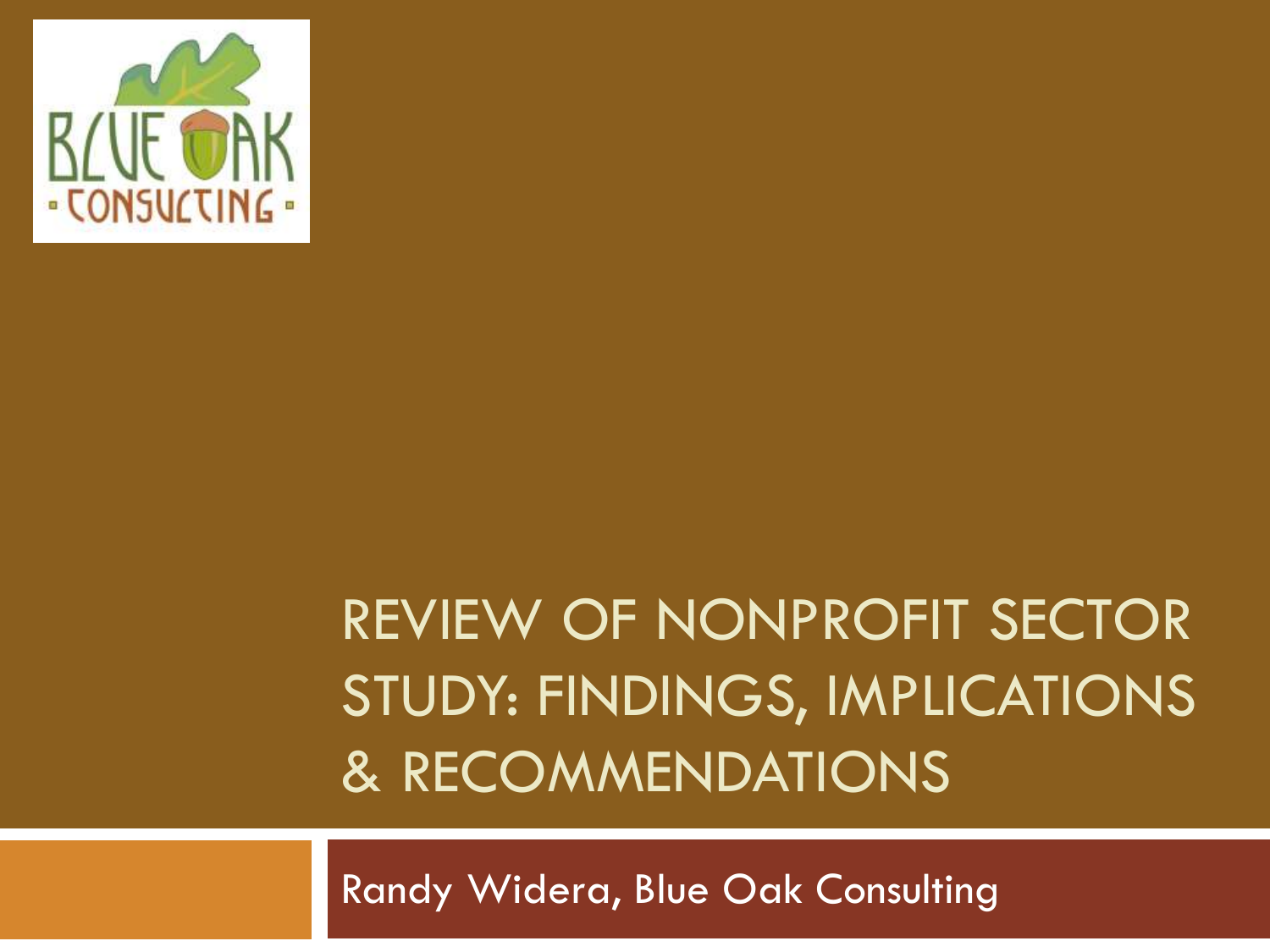# REVIEW OF NONPROFIT SECTOR STUDY: FINDINGS, IMPLICATIONS & RECOMMENDATIONS

Randy Widera, Blue Oak Consulting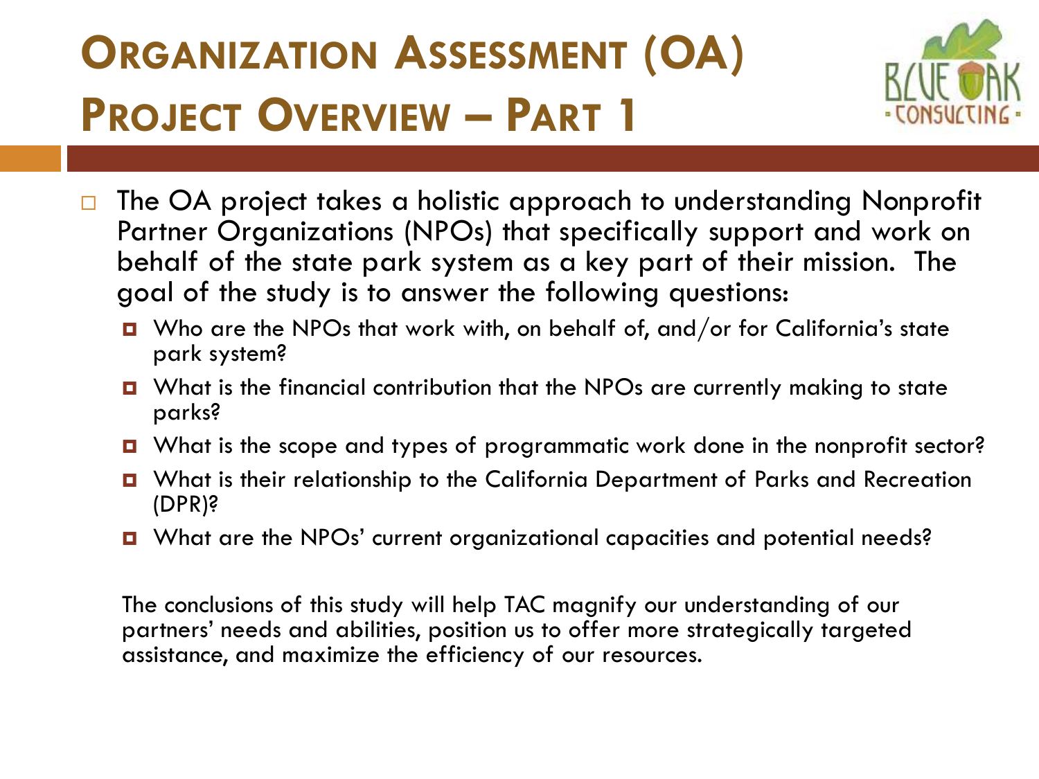# Organization Assessment (OA) Project Overview – Part 1

- The OA project takes a holistic approach to understanding Nonprofit Partner Organizations (NPOs) that specifically support and work on behalf of the state park system as a key part of their mission. The goal of the study is to answer the following questions:
  - Who are the NPOs that work with, on behalf of, and/or for California's state park system?
  - What is the financial contribution that the NPOs are currently making to state parks?
  - What is the scope and types of programmatic work done in the nonprofit sector?
  - What is their relationship to the California Department of Parks and Recreation (DPR)?
  - What are the NPOs' current organizational capacities and potential needs?

The conclusions of this study will help TAC magnify our understanding of our partners' needs and abilities, position us to offer more strategically targeted assistance, and maximize the efficiency of our resources.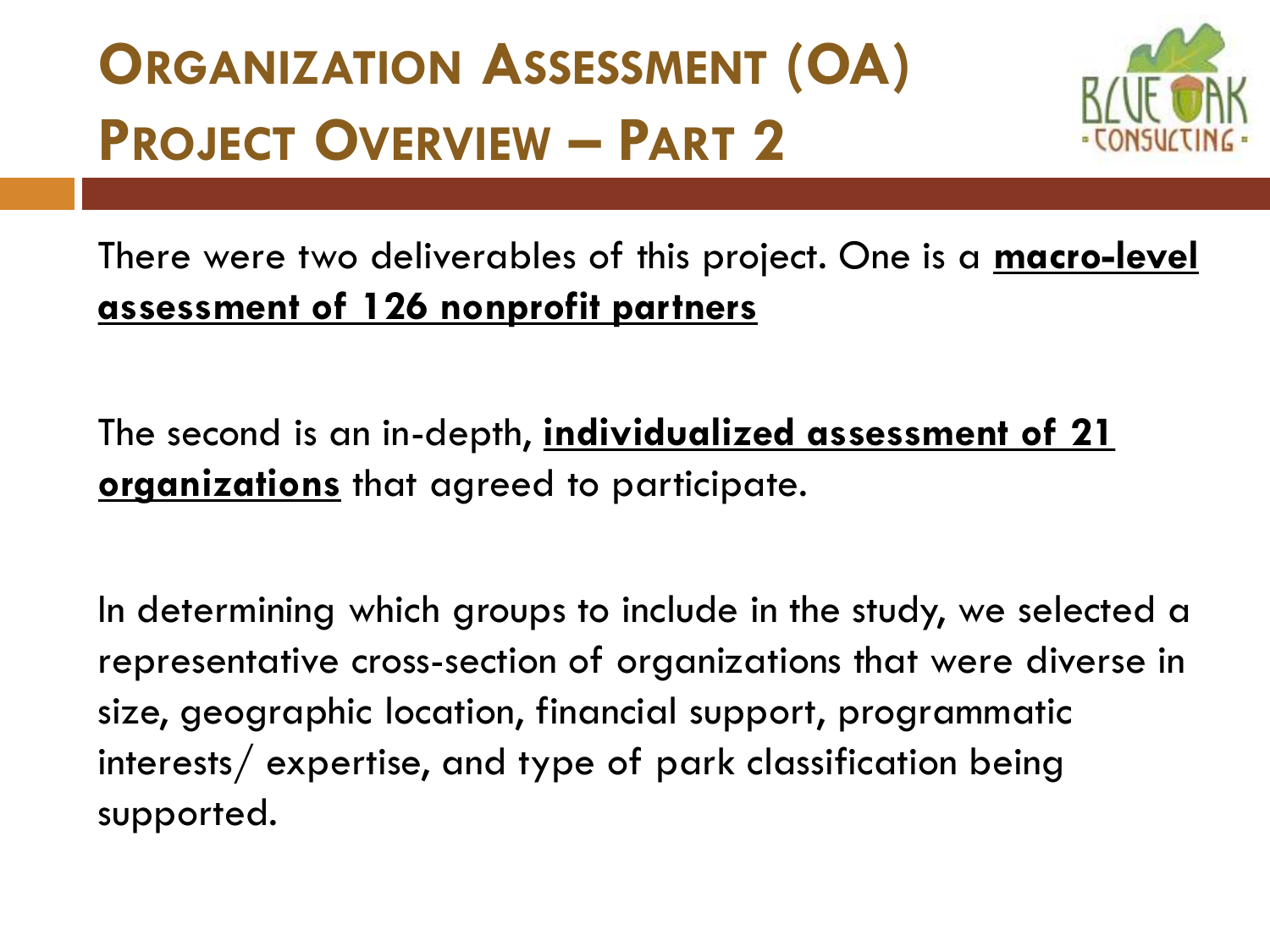# Organization Assessment (OA) Project Overview – Part 2

There were two deliverables of this project. One is a **macro-level assessment of 126 nonprofit partners**

The second is an in-depth, **individualized assessment of 21 organizations** that agreed to participate.

In determining which groups to include in the study, we selected a representative cross-section of organizations that were diverse in size, geographic location, financial support, programmatic interests/ expertise, and type of park classification being supported.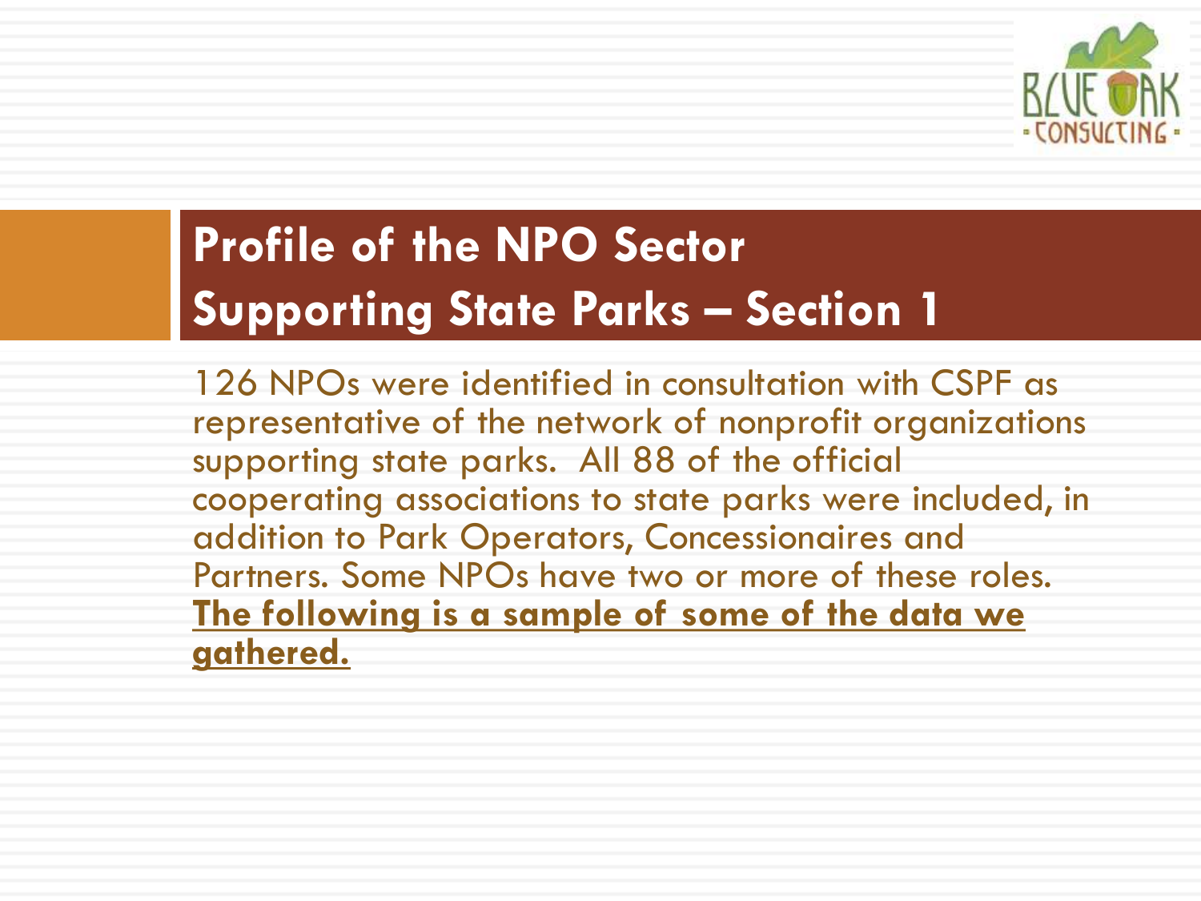# Profile of the NPO Sector Supporting State Parks – Section 1

126 NPOs were identified in consultation with CSPF as representative of the network of nonprofit organizations supporting state parks. All 88 of the official cooperating associations to state parks were included, in addition to Park Operators, Concessionaires and Partners. Some NPOs have two or more of these roles. **The following is a sample of some of the data we gathered.**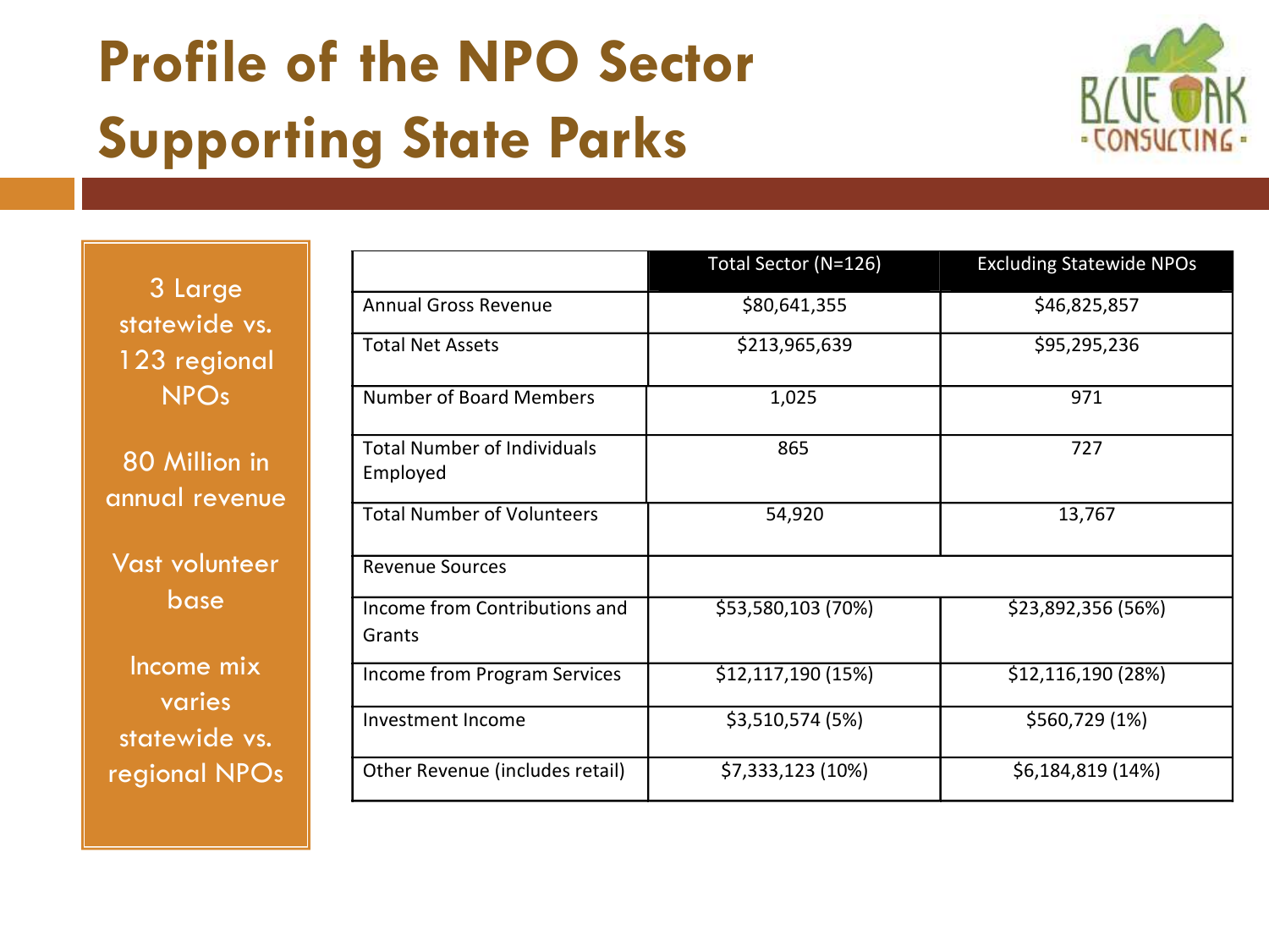# Profile of the NPO Sector Supporting State Parks

3 Large statewide vs. 123 regional NPOs

80 Million in annual revenue

Vast volunteer base

Income mix varies statewide vs. regional NPOs

| | Total Sector (N=126) | Excluding Statewide NPOs |
|---|---|---|
| Annual Gross Revenue | $80,641,355 | $46,825,857 |
| Total Net Assets | $213,965,639 | $95,295,236 |
| Number of Board Members | 1,025 | 971 |
| Total Number of Individuals Employed | 865 | 727 |
| Total Number of Volunteers | 54,920 | 13,767 |
| Revenue Sources | | |
| Income from Contributions and Grants | $53,580,103 (70%) | $23,892,356 (56%) |
| Income from Program Services | $12,117,190 (15%) | $12,116,190 (28%) |
| Investment Income | $3,510,574 (5%) | $560,729 (1%) |
| Other Revenue (includes retail) | $7,333,123 (10%) | $6,184,819 (14%) |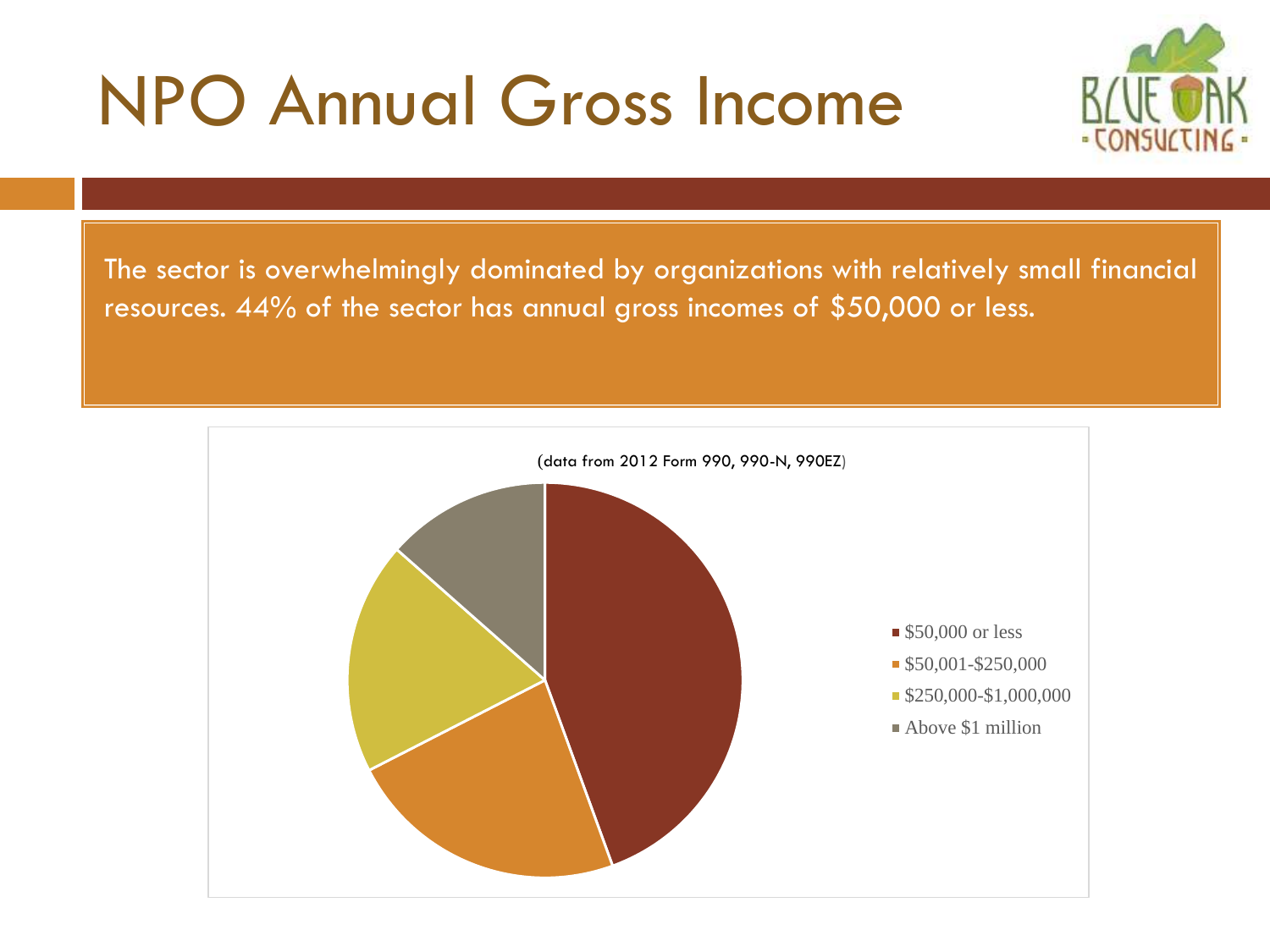# NPO Annual Gross Income

The sector is overwhelmingly dominated by organizations with relatively small financial resources. 44% of the sector has annual gross incomes of $50,000 or less.

(data from 2012 Form 990, 990-N, 990EZ)

- $50,000 or less
- $50,001-$250,000
- $250,000-$1,000,000
- Above $1 million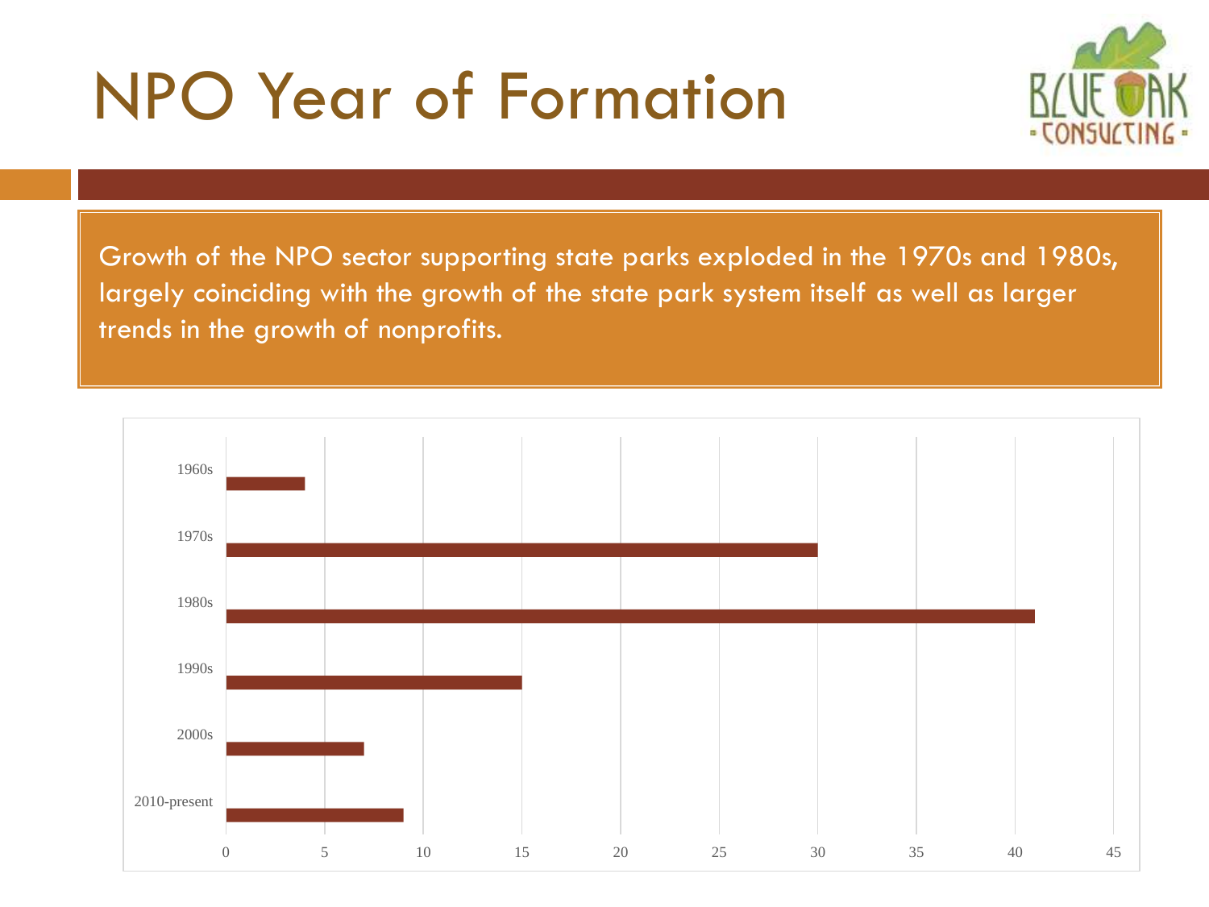# NPO Year of Formation

Growth of the NPO sector supporting state parks exploded in the 1970s and 1980s, largely coinciding with the growth of the state park system itself as well as larger trends in the growth of nonprofits.

| Decade | Number of NPOs |
| --- | --- |
| 1960s | 4 |
| 1970s | 30 |
| 1980s | 41 |
| 1990s | 15 |
| 2000s | 7 |
| 2010-present | 9 |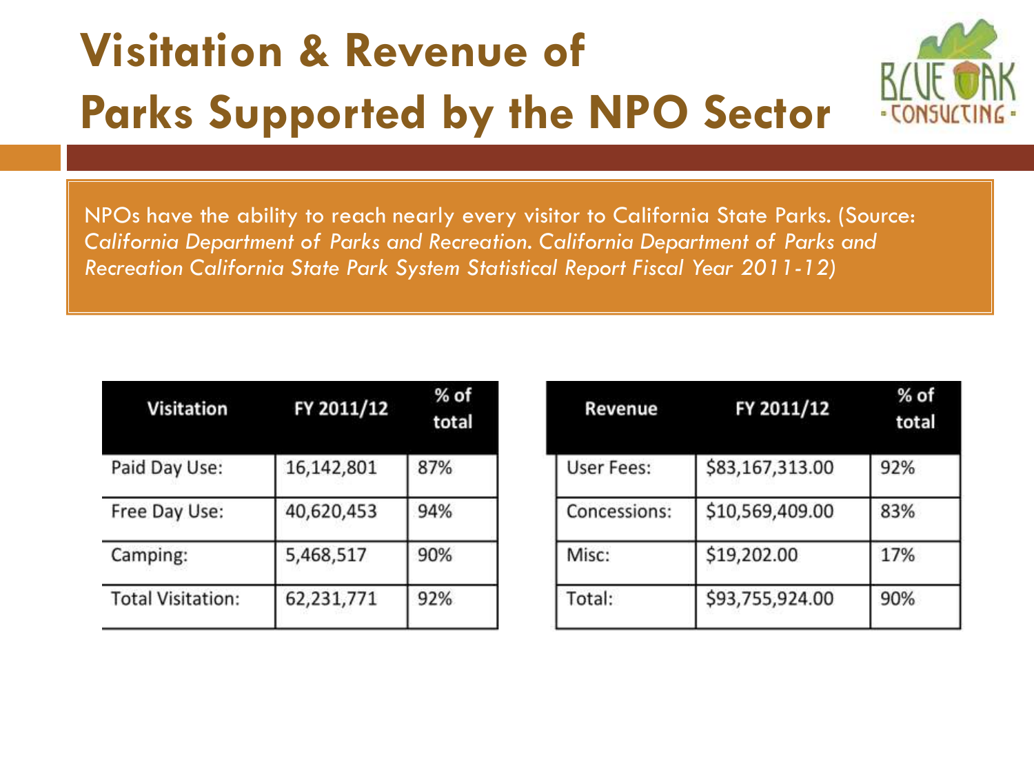# Visitation & Revenue of Parks Supported by the NPO Sector

NPOs have the ability to reach nearly every visitor to California State Parks. (Source: *California Department of Parks and Recreation. California Department of Parks and Recreation California State Park System Statistical Report Fiscal Year 2011-12)*

| Visitation | FY 2011/12 | % of total |
|---|---|---|
| Paid Day Use: | 16,142,801 | 87% |
| Free Day Use: | 40,620,453 | 94% |
| Camping: | 5,468,517 | 90% |
| Total Visitation: | 62,231,771 | 92% |

| Revenue | FY 2011/12 | % of total |
|---|---|---|
| User Fees: | $83,167,313.00 | 92% |
| Concessions: | $10,569,409.00 | 83% |
| Misc: | $19,202.00 | 17% |
| Total: | $93,755,924.00 | 90% |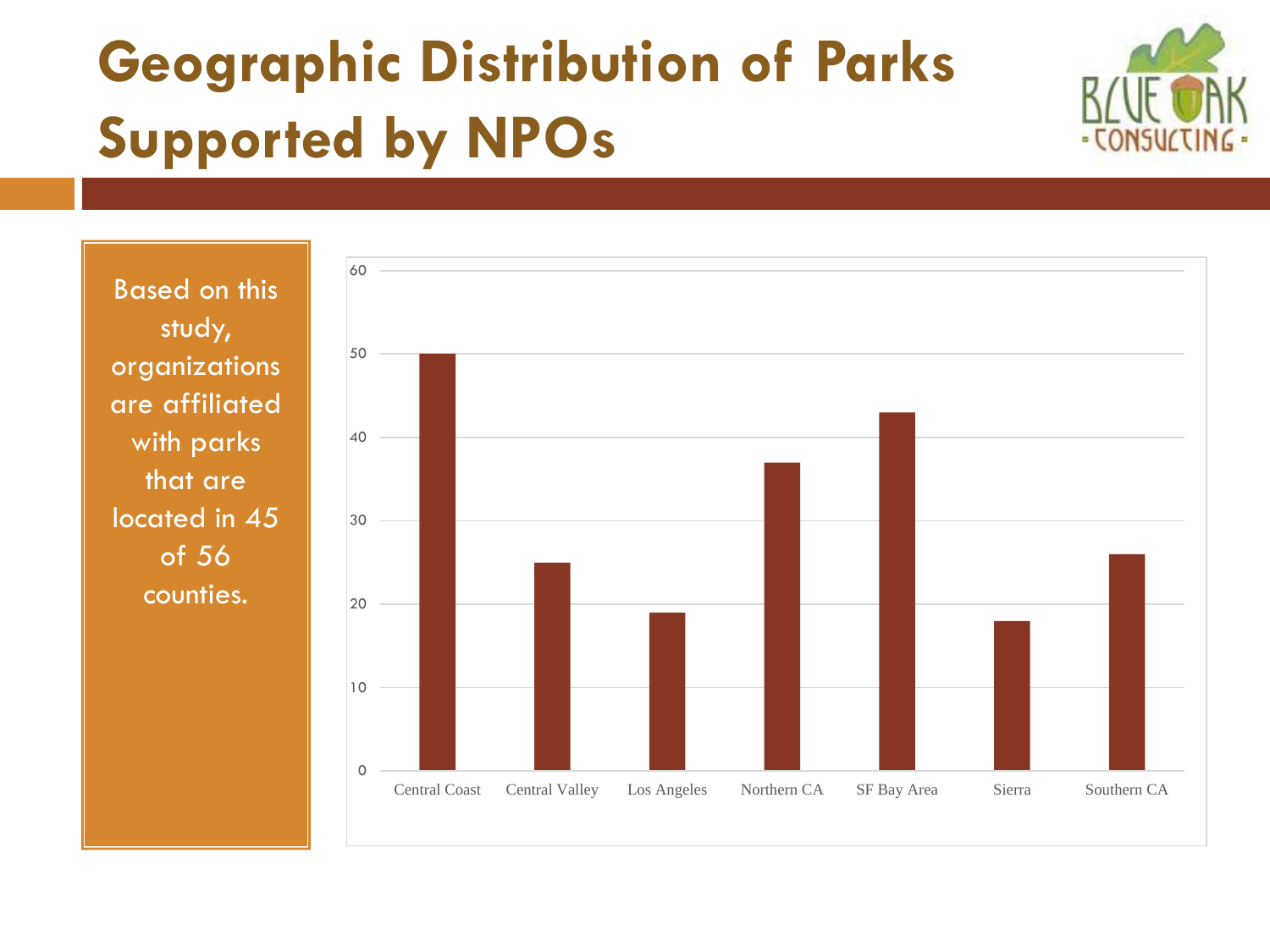# Geographic Distribution of Parks Supported by NPOs

Based on this study, organizations are affiliated with parks that are located in 45 of 56 counties.

| Region | Value |
|---|---|
| Central Coast | 50 |
| Central Valley | 25 |
| Los Angeles | 19 |
| Northern CA | 37 |
| SF Bay Area | 43 |
| Sierra | 18 |
| Southern CA | 26 |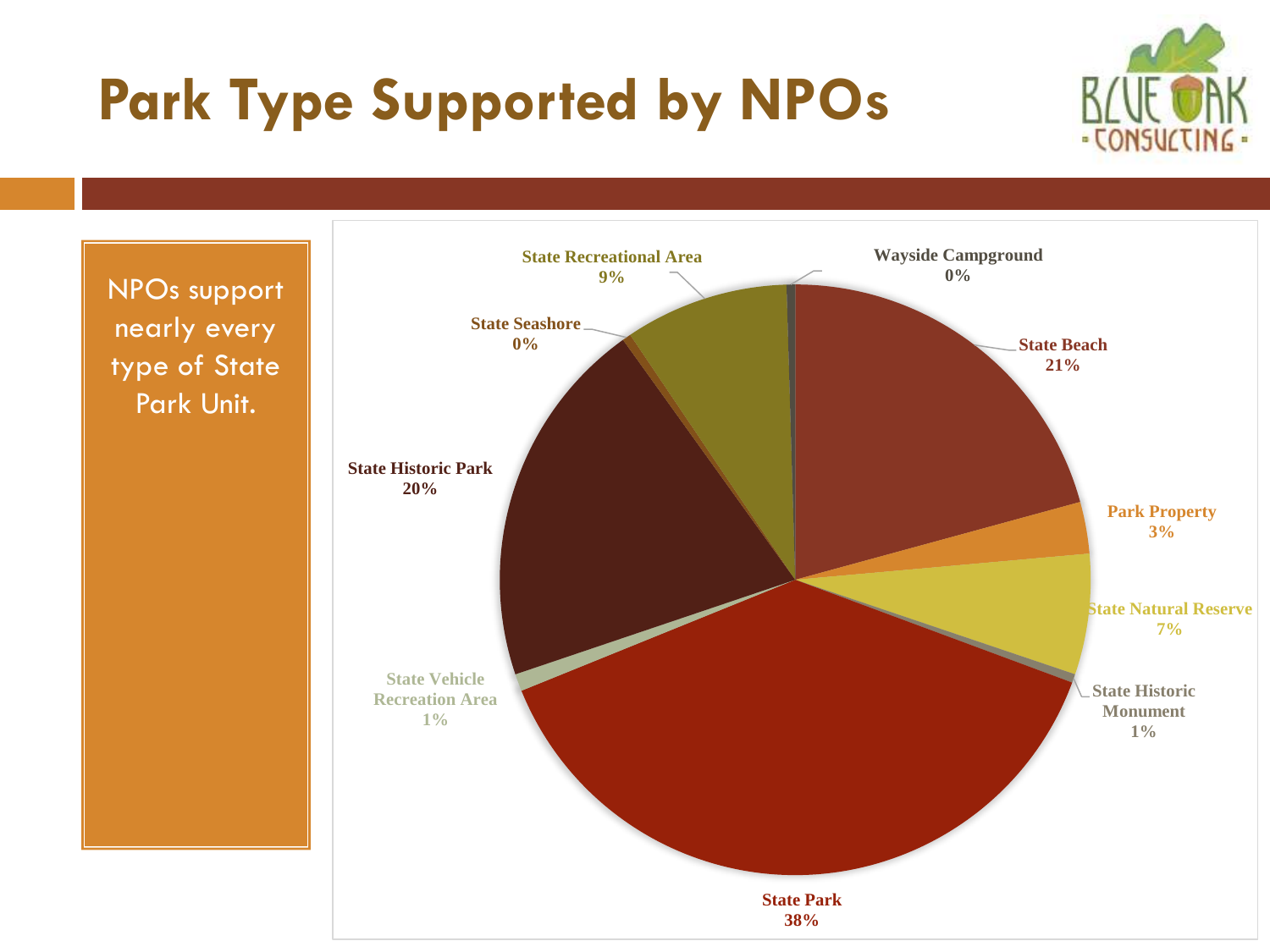# Park Type Supported by NPOs

NPOs support nearly every type of State Park Unit.

| Park Type | Percentage |
| --- | --- |
| State Beach | 21% |
| Park Property | 3% |
| State Natural Reserve | 7% |
| State Historic Monument | 1% |
| State Park | 38% |
| State Vehicle Recreation Area | 1% |
| State Historic Park | 20% |
| State Seashore | 0% |
| State Recreational Area | 9% |
| Wayside Campground | 0% |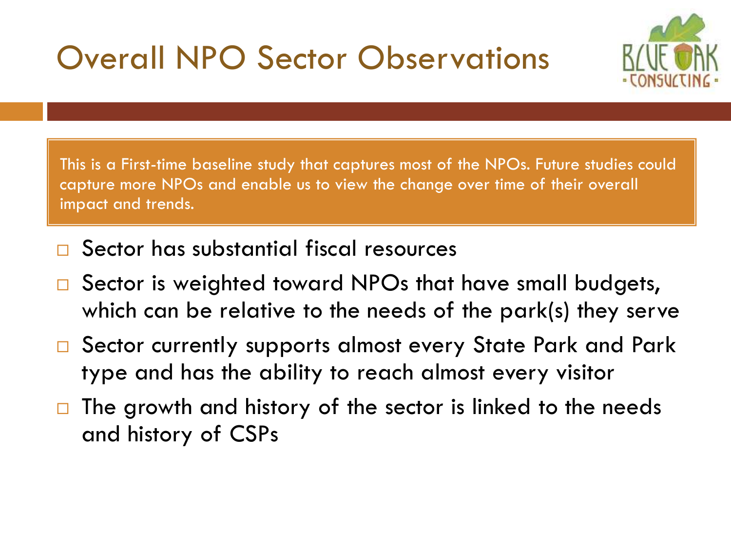# Overall NPO Sector Observations

This is a First-time baseline study that captures most of the NPOs. Future studies could capture more NPOs and enable us to view the change over time of their overall impact and trends.

- Sector has substantial fiscal resources
- Sector is weighted toward NPOs that have small budgets, which can be relative to the needs of the park(s) they serve
- Sector currently supports almost every State Park and Park type and has the ability to reach almost every visitor
- The growth and history of the sector is linked to the needs and history of CSPs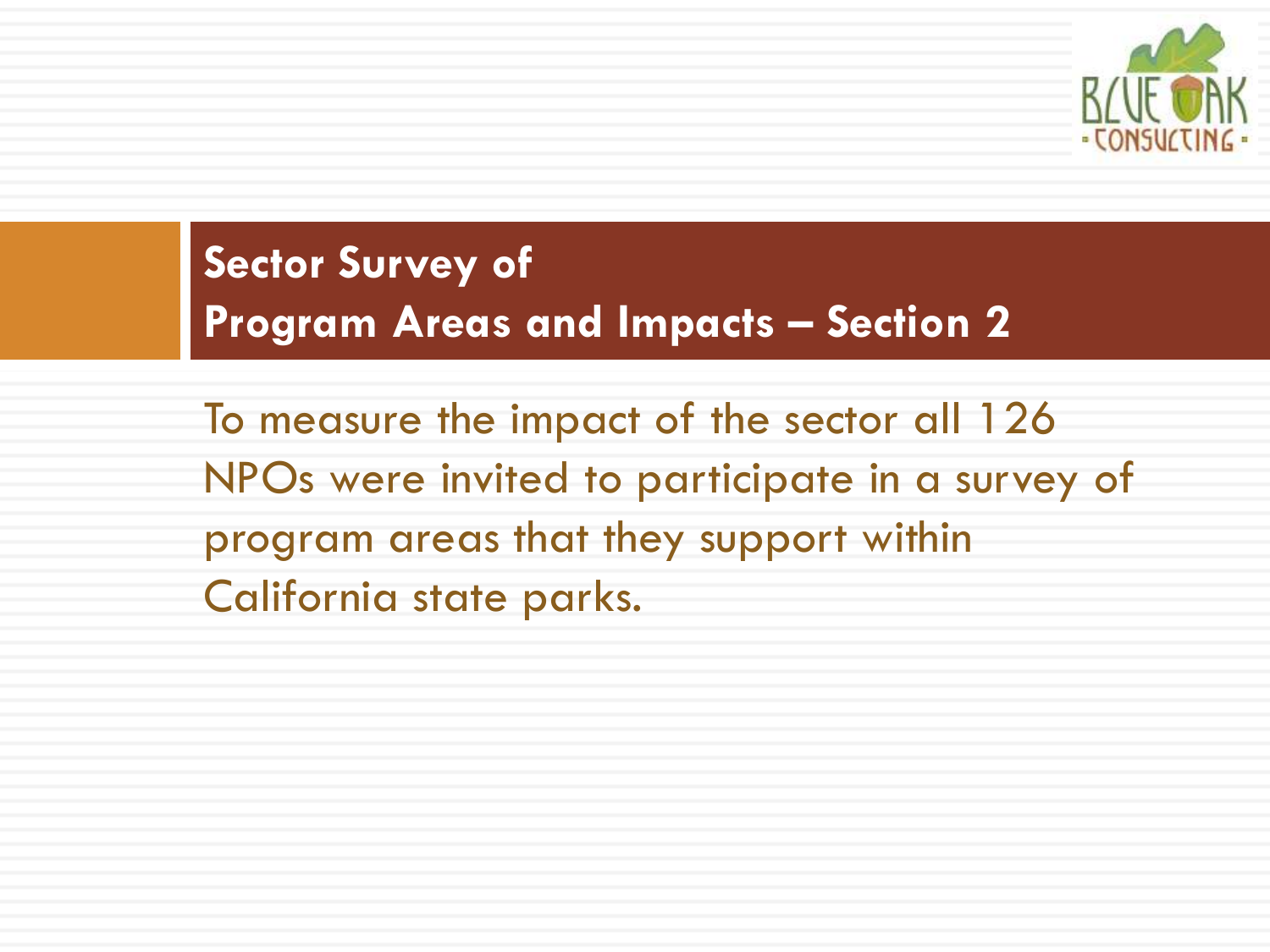## Sector Survey of Program Areas and Impacts – Section 2

To measure the impact of the sector all 126 NPOs were invited to participate in a survey of program areas that they support within California state parks.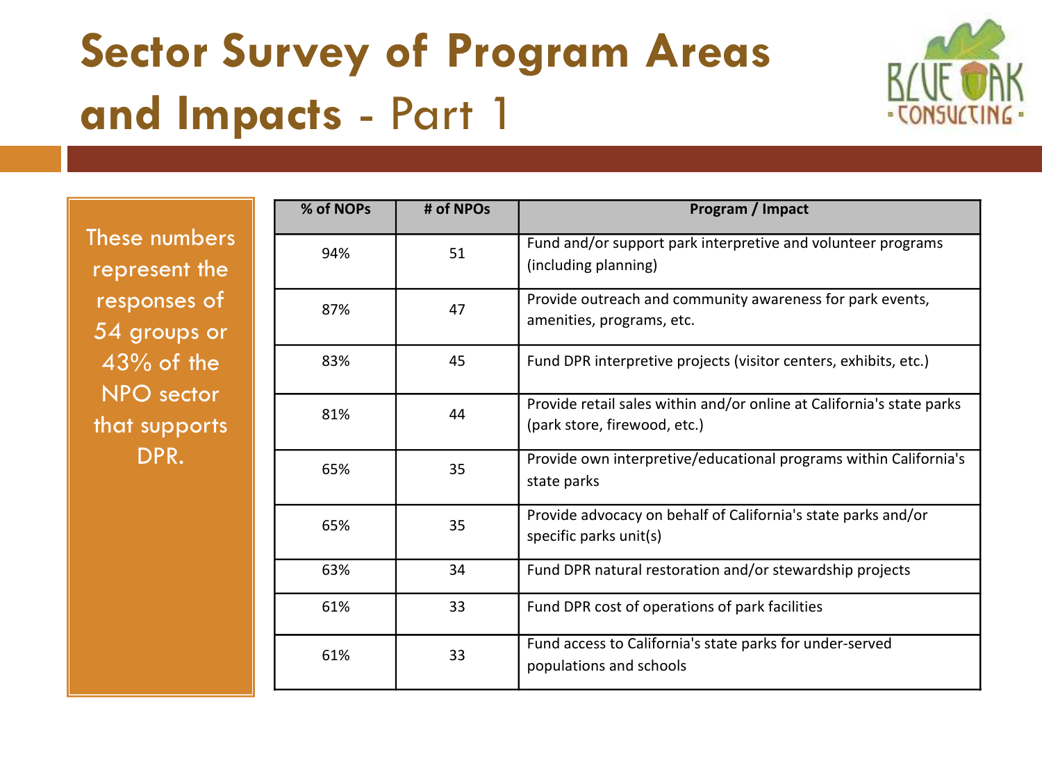# Sector Survey of Program Areas and Impacts - Part 1

These numbers represent the responses of 54 groups or 43% of the NPO sector that supports DPR.

| % of NOPs | # of NPOs | Program / Impact |
|---|---|---|
| 94% | 51 | Fund and/or support park interpretive and volunteer programs (including planning) |
| 87% | 47 | Provide outreach and community awareness for park events, amenities, programs, etc. |
| 83% | 45 | Fund DPR interpretive projects (visitor centers, exhibits, etc.) |
| 81% | 44 | Provide retail sales within and/or online at California's state parks (park store, firewood, etc.) |
| 65% | 35 | Provide own interpretive/educational programs within California's state parks |
| 65% | 35 | Provide advocacy on behalf of California's state parks and/or specific parks unit(s) |
| 63% | 34 | Fund DPR natural restoration and/or stewardship projects |
| 61% | 33 | Fund DPR cost of operations of park facilities |
| 61% | 33 | Fund access to California's state parks for under-served populations and schools |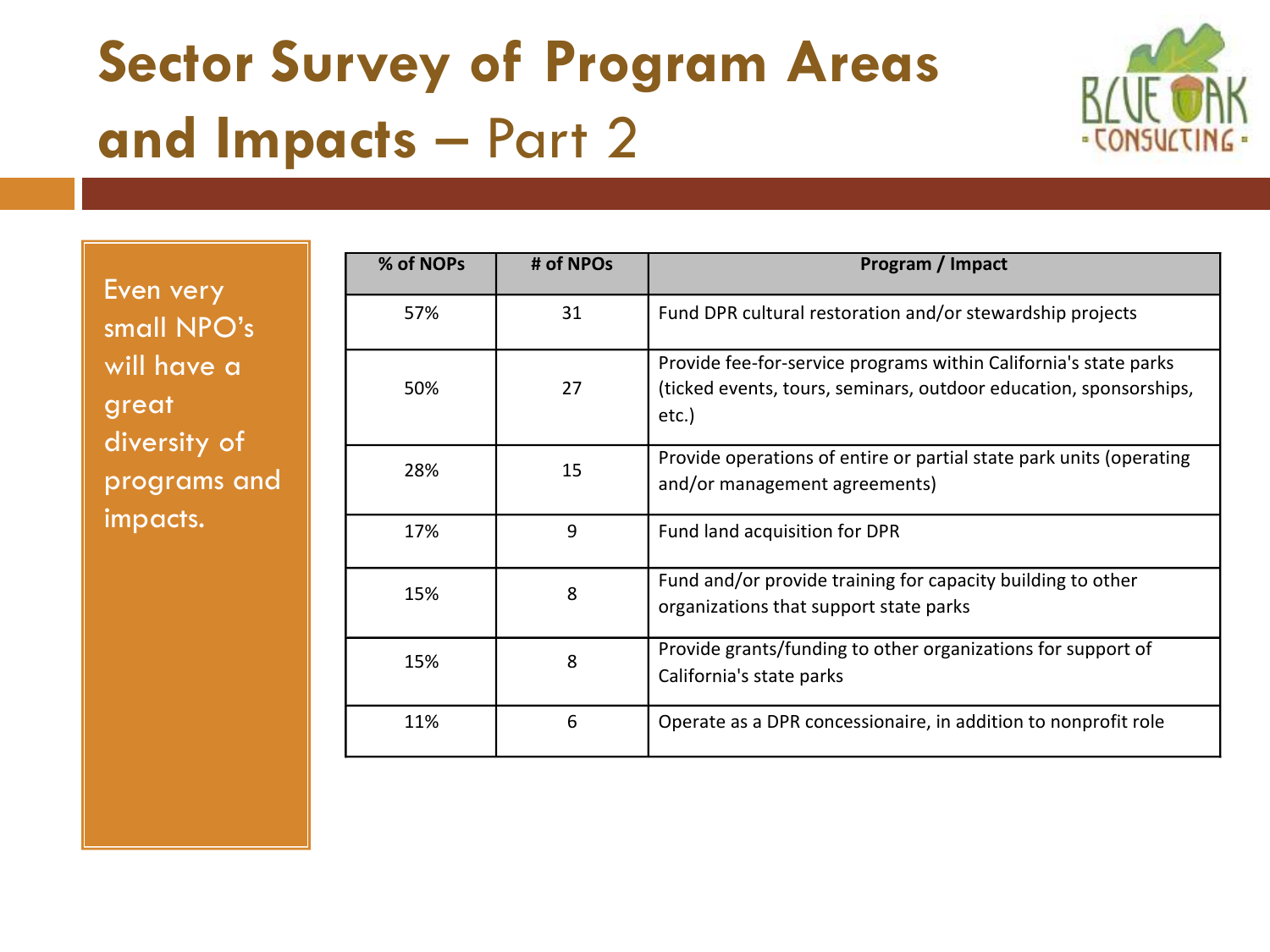# Sector Survey of Program Areas and Impacts – Part 2

Even very small NPO's will have a great diversity of programs and impacts.

| % of NOPs | # of NPOs | Program / Impact |
|---|---|---|
| 57% | 31 | Fund DPR cultural restoration and/or stewardship projects |
| 50% | 27 | Provide fee-for-service programs within California's state parks (ticked events, tours, seminars, outdoor education, sponsorships, etc.) |
| 28% | 15 | Provide operations of entire or partial state park units (operating and/or management agreements) |
| 17% | 9 | Fund land acquisition for DPR |
| 15% | 8 | Fund and/or provide training for capacity building to other organizations that support state parks |
| 15% | 8 | Provide grants/funding to other organizations for support of California's state parks |
| 11% | 6 | Operate as a DPR concessionaire, in addition to nonprofit role |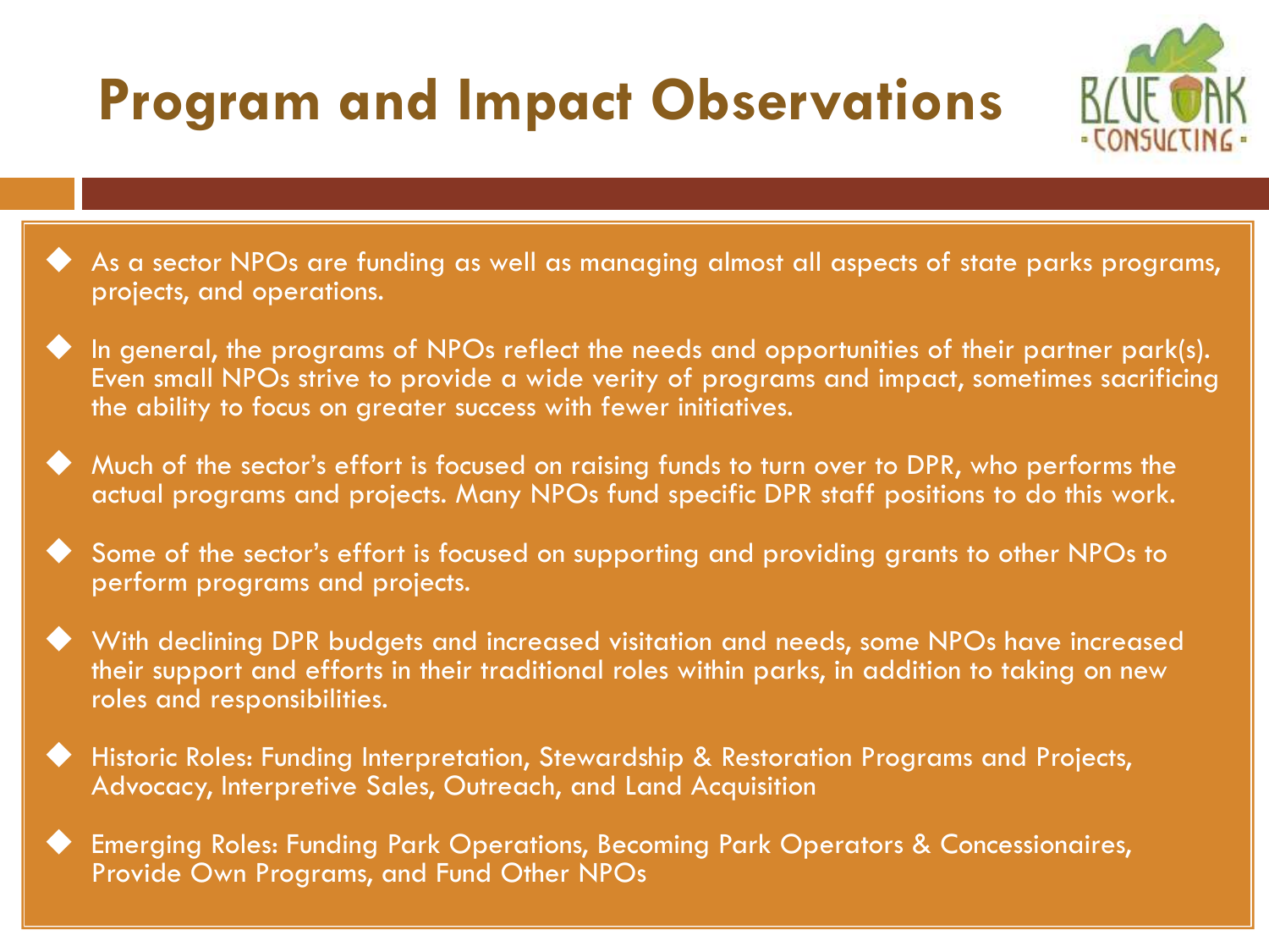# Program and Impact Observations

- As a sector NPOs are funding as well as managing almost all aspects of state parks programs, projects, and operations.
- In general, the programs of NPOs reflect the needs and opportunities of their partner park(s). Even small NPOs strive to provide a wide verity of programs and impact, sometimes sacrificing the ability to focus on greater success with fewer initiatives.
- Much of the sector's effort is focused on raising funds to turn over to DPR, who performs the actual programs and projects. Many NPOs fund specific DPR staff positions to do this work.
- Some of the sector's effort is focused on supporting and providing grants to other NPOs to perform programs and projects.
- With declining DPR budgets and increased visitation and needs, some NPOs have increased their support and efforts in their traditional roles within parks, in addition to taking on new roles and responsibilities.
- Historic Roles: Funding Interpretation, Stewardship & Restoration Programs and Projects, Advocacy, Interpretive Sales, Outreach, and Land Acquisition
- Emerging Roles: Funding Park Operations, Becoming Park Operators & Concessionaires, Provide Own Programs, and Fund Other NPOs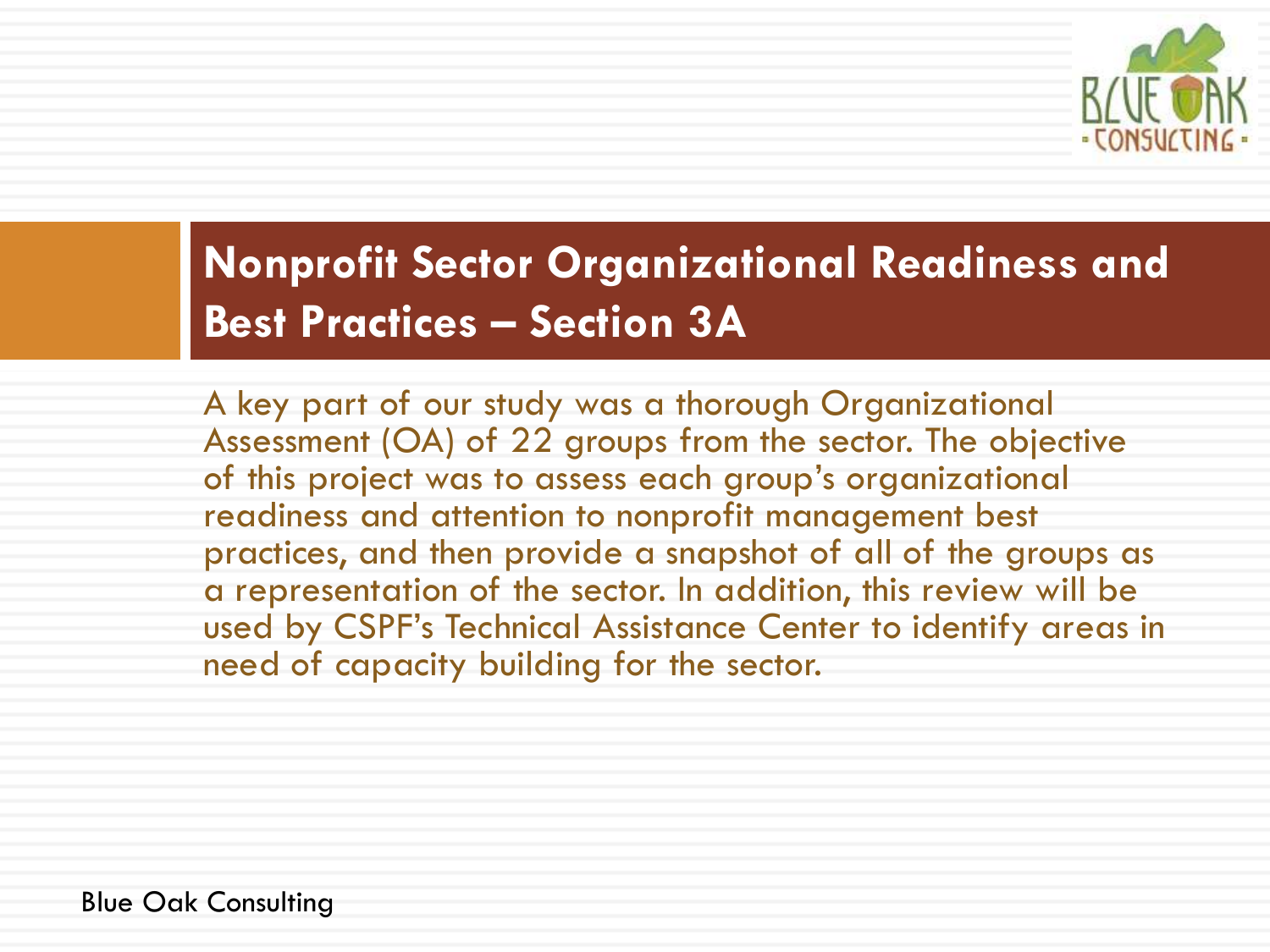## Nonprofit Sector Organizational Readiness and Best Practices – Section 3A

A key part of our study was a thorough Organizational Assessment (OA) of 22 groups from the sector. The objective of this project was to assess each group's organizational readiness and attention to nonprofit management best practices, and then provide a snapshot of all of the groups as a representation of the sector. In addition, this review will be used by CSPF's Technical Assistance Center to identify areas in need of capacity building for the sector.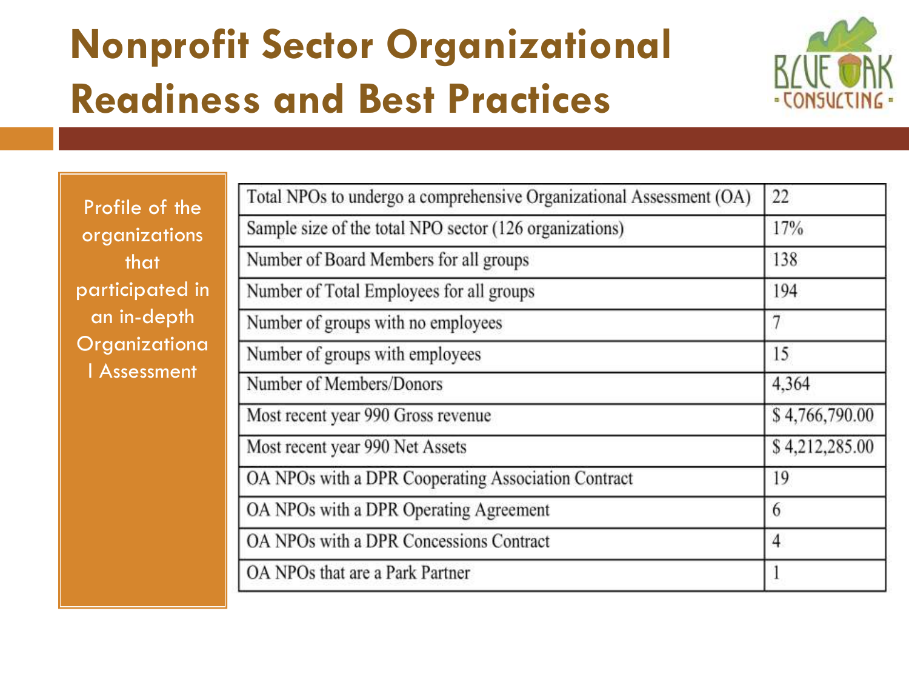# Nonprofit Sector Organizational Readiness and Best Practices

Profile of the organizations that participated in an in-depth Organizational Assessment

| | |
|---|---|
| Total NPOs to undergo a comprehensive Organizational Assessment (OA) | 22 |
| Sample size of the total NPO sector (126 organizations) | 17% |
| Number of Board Members for all groups | 138 |
| Number of Total Employees for all groups | 194 |
| Number of groups with no employees | 7 |
| Number of groups with employees | 15 |
| Number of Members/Donors | 4,364 |
| Most recent year 990 Gross revenue | $ 4,766,790.00 |
| Most recent year 990 Net Assets | $ 4,212,285.00 |
| OA NPOs with a DPR Cooperating Association Contract | 19 |
| OA NPOs with a DPR Operating Agreement | 6 |
| OA NPOs with a DPR Concessions Contract | 4 |
| OA NPOs that are a Park Partner | 1 |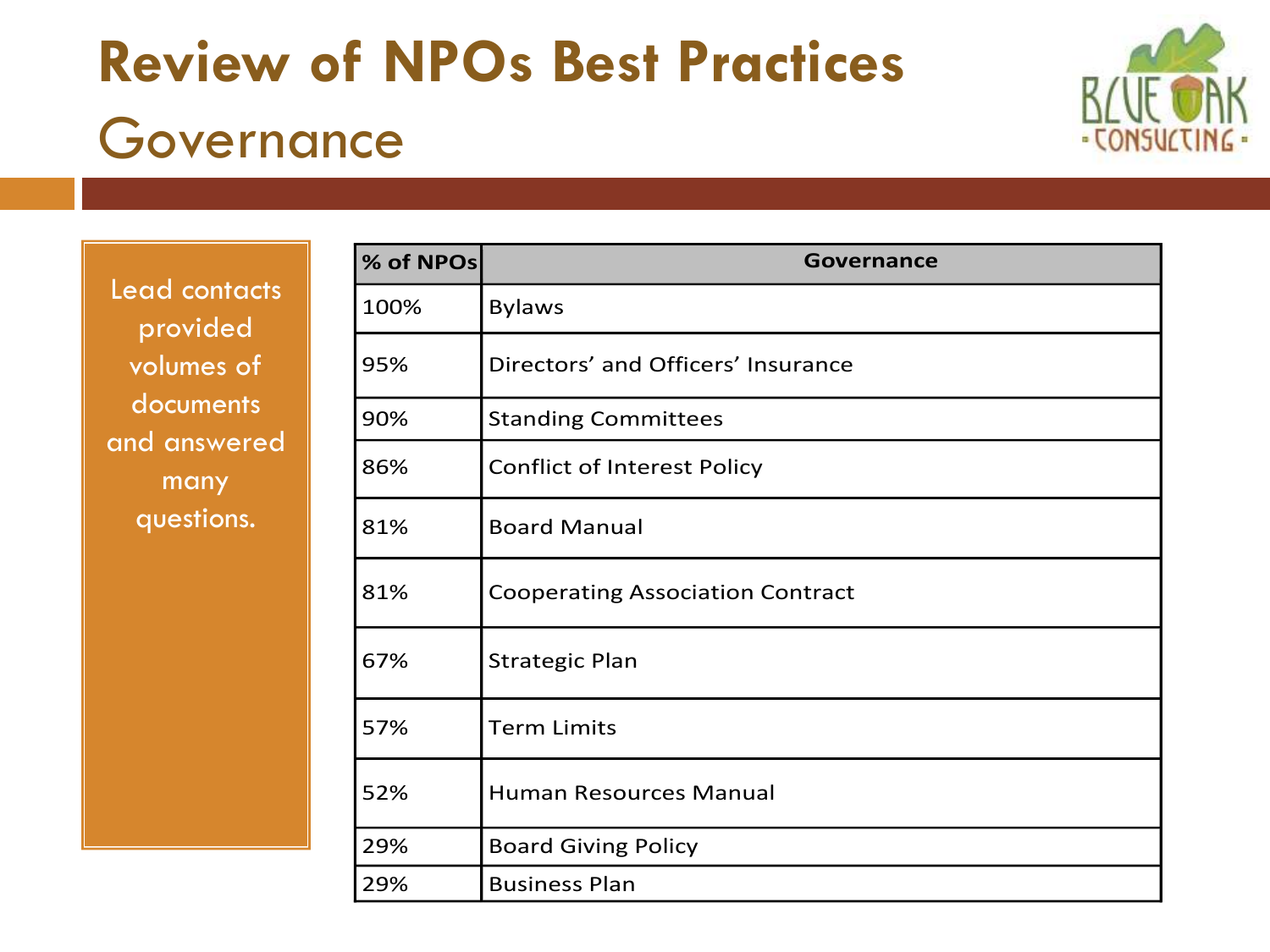# Review of NPOs Best Practices

## Governance

Lead contacts provided volumes of documents and answered many questions.

| % of NPOs | Governance |
|---|---|
| 100% | Bylaws |
| 95% | Directors' and Officers' Insurance |
| 90% | Standing Committees |
| 86% | Conflict of Interest Policy |
| 81% | Board Manual |
| 81% | Cooperating Association Contract |
| 67% | Strategic Plan |
| 57% | Term Limits |
| 52% | Human Resources Manual |
| 29% | Board Giving Policy |
| 29% | Business Plan |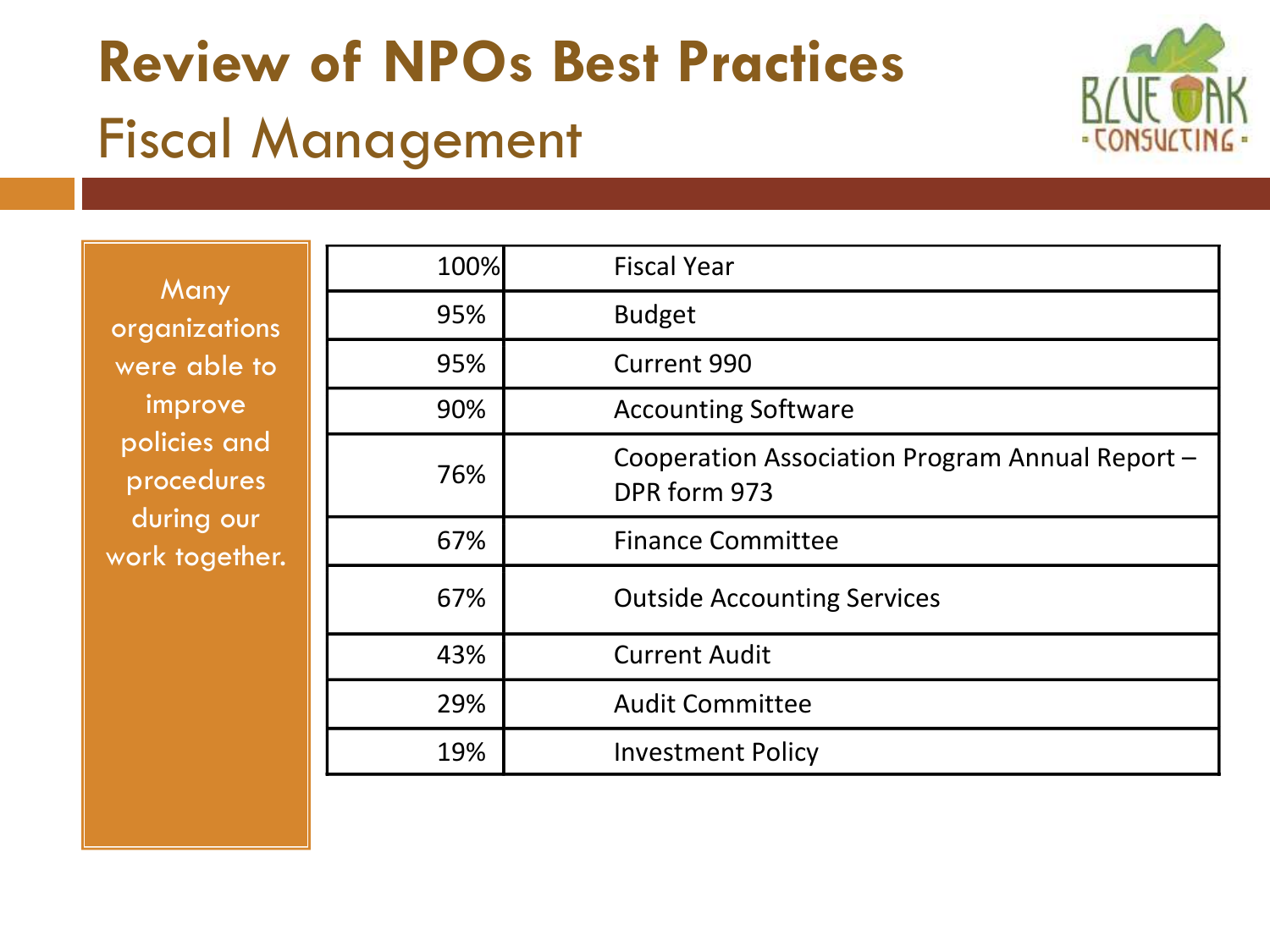# Review of NPOs Best Practices

## Fiscal Management

Many organizations were able to improve policies and procedures during our work together.

| | |
|---|---|
| 100% | Fiscal Year |
| 95% | Budget |
| 95% | Current 990 |
| 90% | Accounting Software |
| 76% | Cooperation Association Program Annual Report – DPR form 973 |
| 67% | Finance Committee |
| 67% | Outside Accounting Services |
| 43% | Current Audit |
| 29% | Audit Committee |
| 19% | Investment Policy |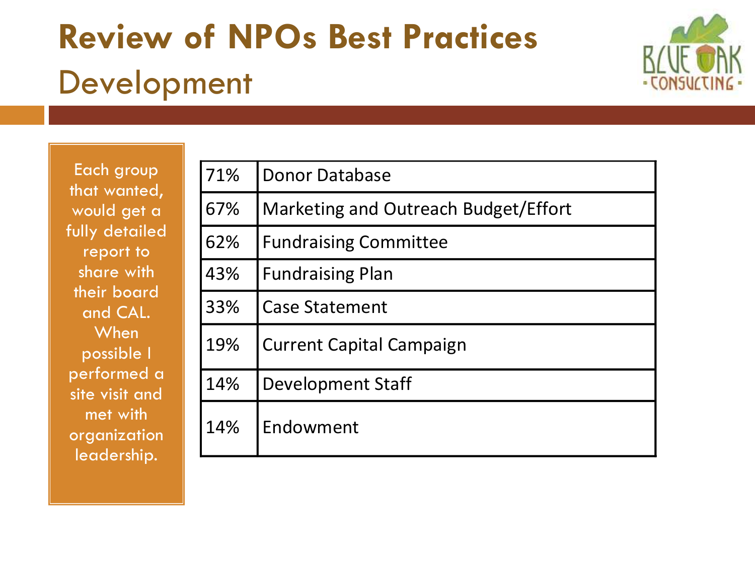# Review of NPOs Best Practices

## Development

Each group that wanted, would get a fully detailed report to share with their board and CAL. When possible I performed a site visit and met with organization leadership.

| | |
|---|---|
| 71% | Donor Database |
| 67% | Marketing and Outreach Budget/Effort |
| 62% | Fundraising Committee |
| 43% | Fundraising Plan |
| 33% | Case Statement |
| 19% | Current Capital Campaign |
| 14% | Development Staff |
| 14% | Endowment |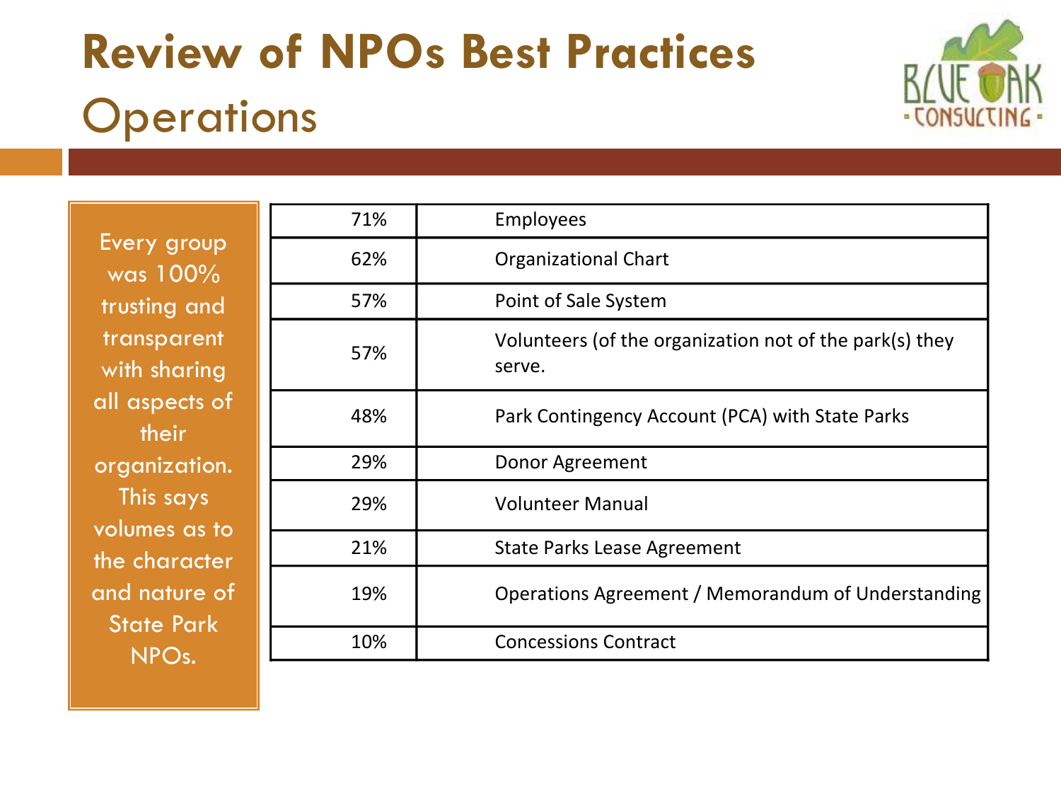# Review of NPOs Best Practices

## Operations

Every group was 100% trusting and transparent with sharing all aspects of their organization. This says volumes as to the character and nature of State Park NPOs.

| | |
|---|---|
| 71% | Employees |
| 62% | Organizational Chart |
| 57% | Point of Sale System |
| 57% | Volunteers (of the organization not of the park(s) they serve. |
| 48% | Park Contingency Account (PCA) with State Parks |
| 29% | Donor Agreement |
| 29% | Volunteer Manual |
| 21% | State Parks Lease Agreement |
| 19% | Operations Agreement / Memorandum of Understanding |
| 10% | Concessions Contract |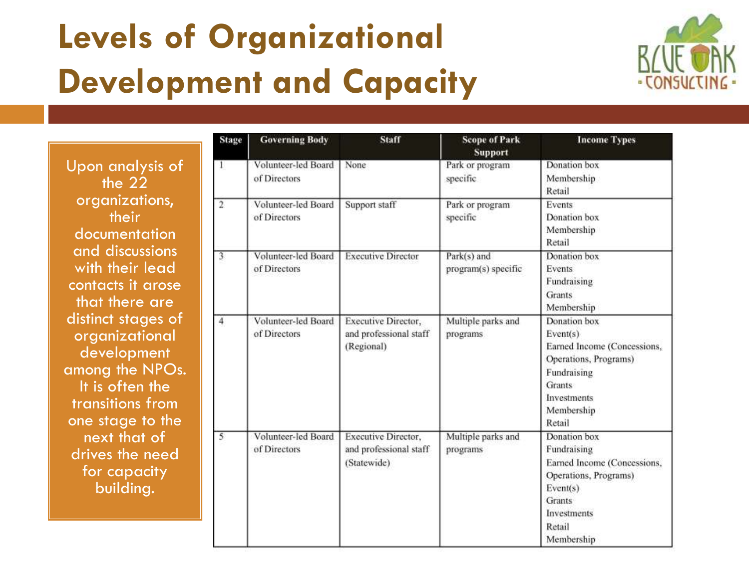# Levels of Organizational Development and Capacity

Upon analysis of the 22 organizations, their documentation and discussions with their lead contacts it arose that there are distinct stages of organizational development among the NPOs. It is often the transitions from one stage to the next that of drives the need for capacity building.

| Stage | Governing Body | Staff | Scope of Park Support | Income Types |
|---|---|---|---|---|
| 1 | Volunteer-led Board of Directors | None | Park or program specific | Donation box<br>Membership<br>Retail |
| 2 | Volunteer-led Board of Directors | Support staff | Park or program specific | Events<br>Donation box<br>Membership<br>Retail |
| 3 | Volunteer-led Board of Directors | Executive Director | Park(s) and program(s) specific | Donation box<br>Events<br>Fundraising<br>Grants<br>Membership |
| 4 | Volunteer-led Board of Directors | Executive Director, and professional staff (Regional) | Multiple parks and programs | Donation box<br>Event(s)<br>Earned Income (Concessions, Operations, Programs)<br>Fundraising<br>Grants<br>Investments<br>Membership<br>Retail |
| 5 | Volunteer-led Board of Directors | Executive Director, and professional staff (Statewide) | Multiple parks and programs | Donation box<br>Fundraising<br>Earned Income (Concessions, Operations, Programs)<br>Event(s)<br>Grants<br>Investments<br>Retail<br>Membership |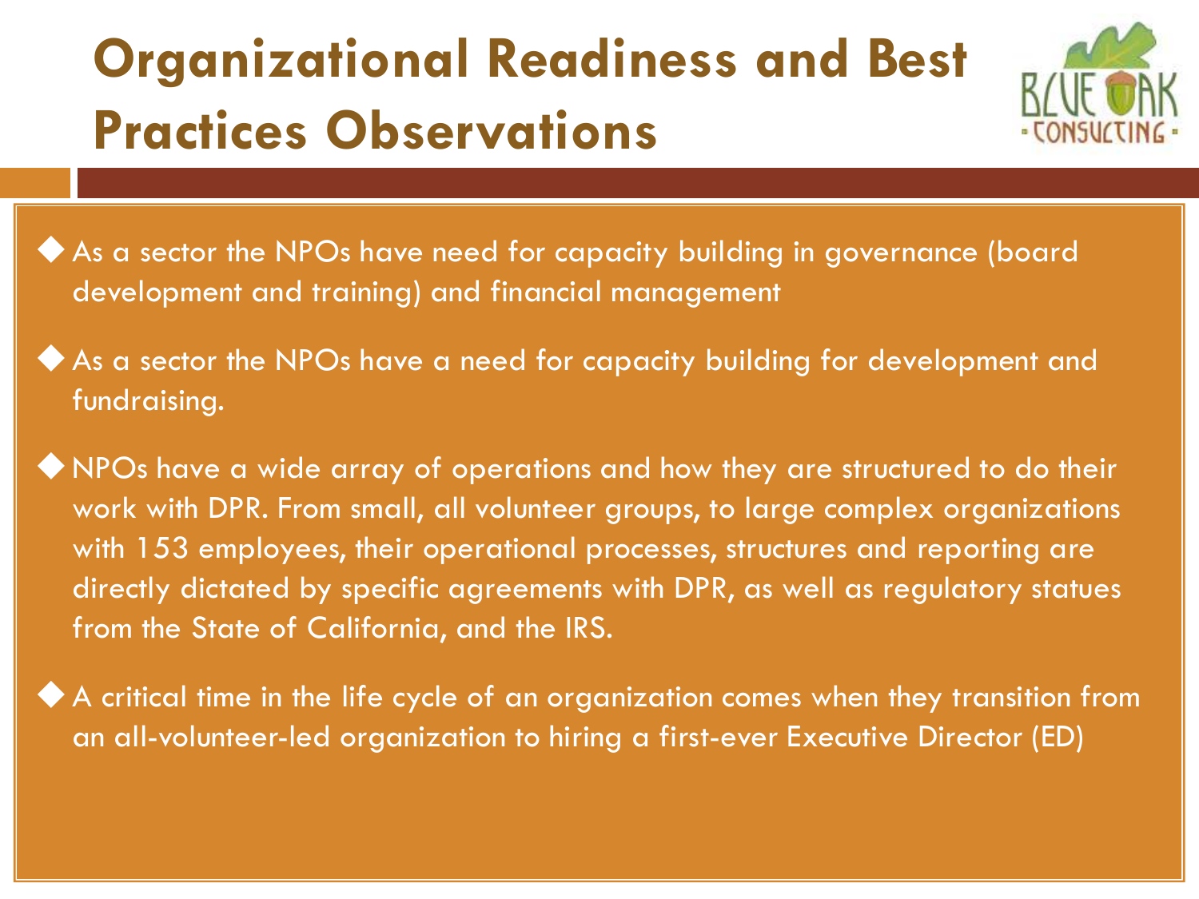# Organizational Readiness and Best Practices Observations

- As a sector the NPOs have need for capacity building in governance (board development and training) and financial management
- As a sector the NPOs have a need for capacity building for development and fundraising.
- NPOs have a wide array of operations and how they are structured to do their work with DPR. From small, all volunteer groups, to large complex organizations with 153 employees, their operational processes, structures and reporting are directly dictated by specific agreements with DPR, as well as regulatory statues from the State of California, and the IRS.
- A critical time in the life cycle of an organization comes when they transition from an all-volunteer-led organization to hiring a first-ever Executive Director (ED)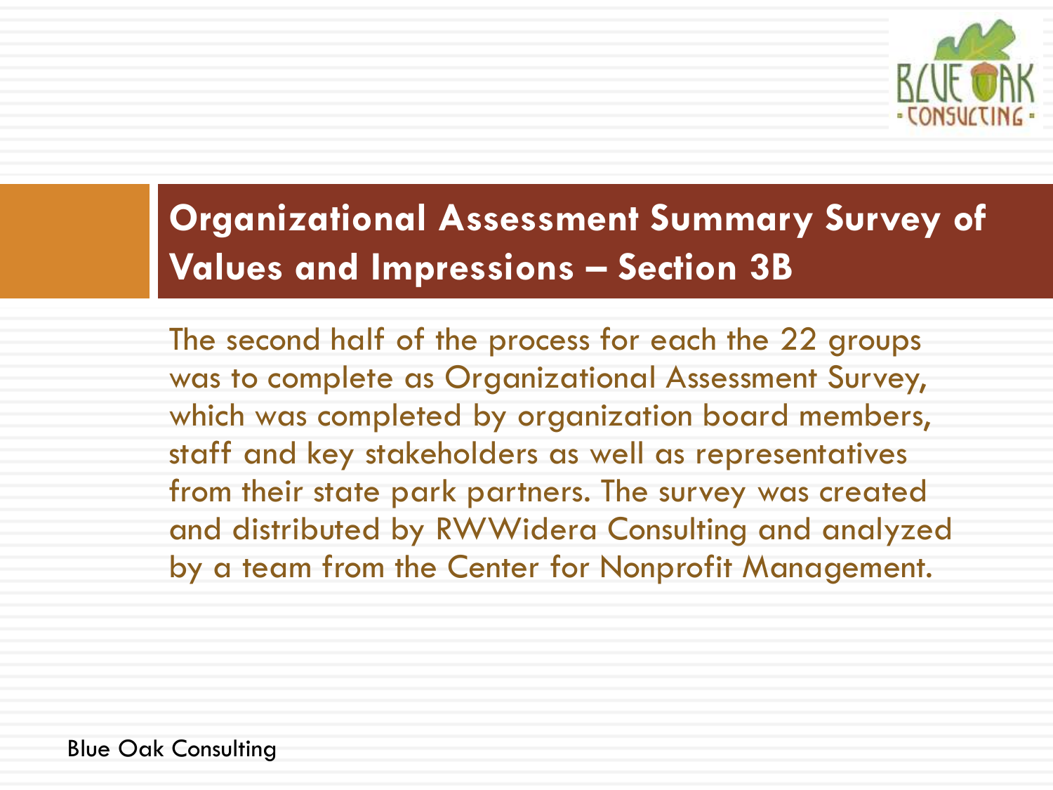## Organizational Assessment Summary Survey of Values and Impressions – Section 3B

The second half of the process for each the 22 groups was to complete as Organizational Assessment Survey, which was completed by organization board members, staff and key stakeholders as well as representatives from their state park partners. The survey was created and distributed by RWWidera Consulting and analyzed by a team from the Center for Nonprofit Management.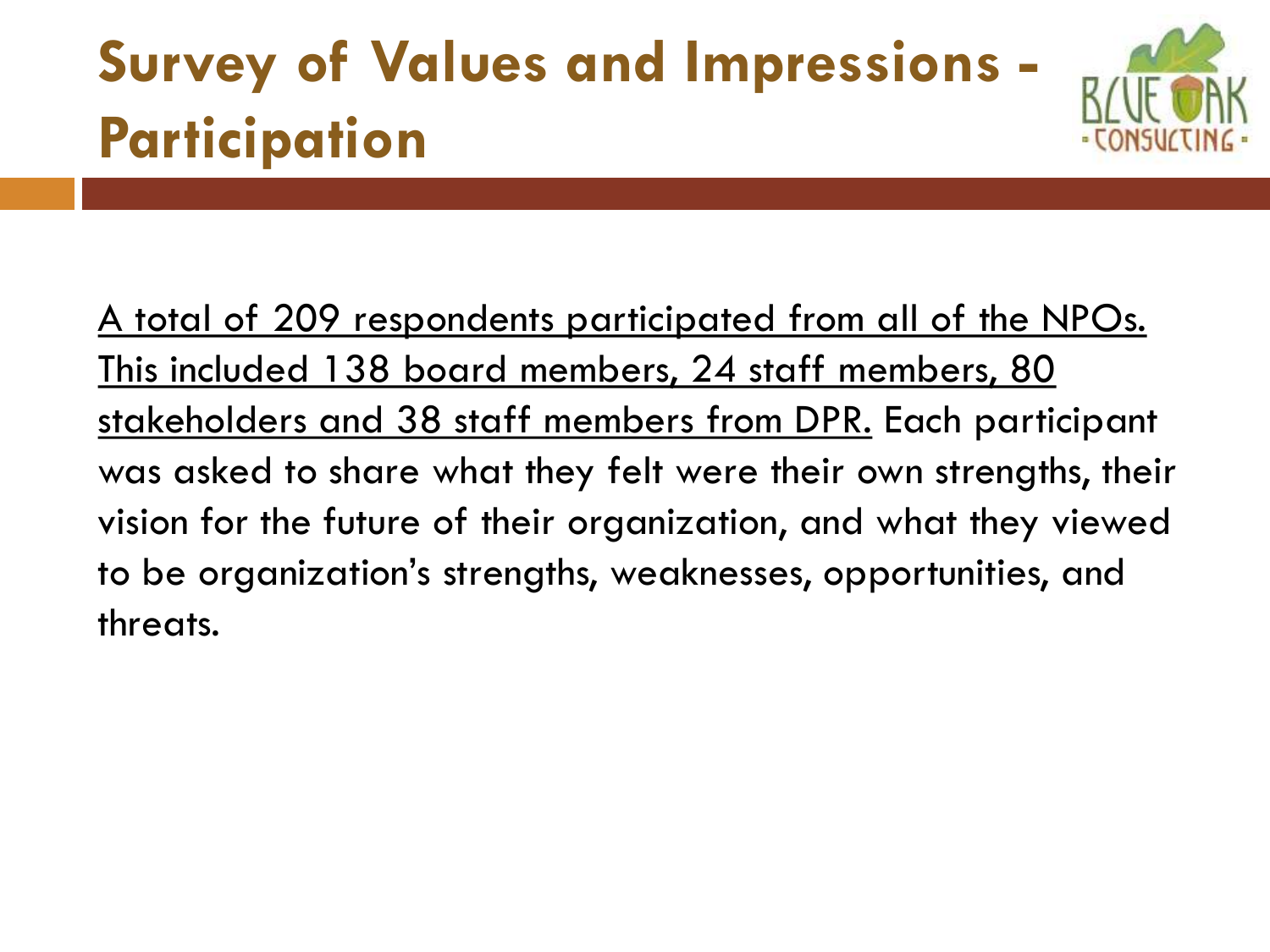# Survey of Values and Impressions - Participation

<u>A total of 209 respondents participated from all of the NPOs. This included 138 board members, 24 staff members, 80 stakeholders and 38 staff members from DPR.</u> Each participant was asked to share what they felt were their own strengths, their vision for the future of their organization, and what they viewed to be organization's strengths, weaknesses, opportunities, and threats.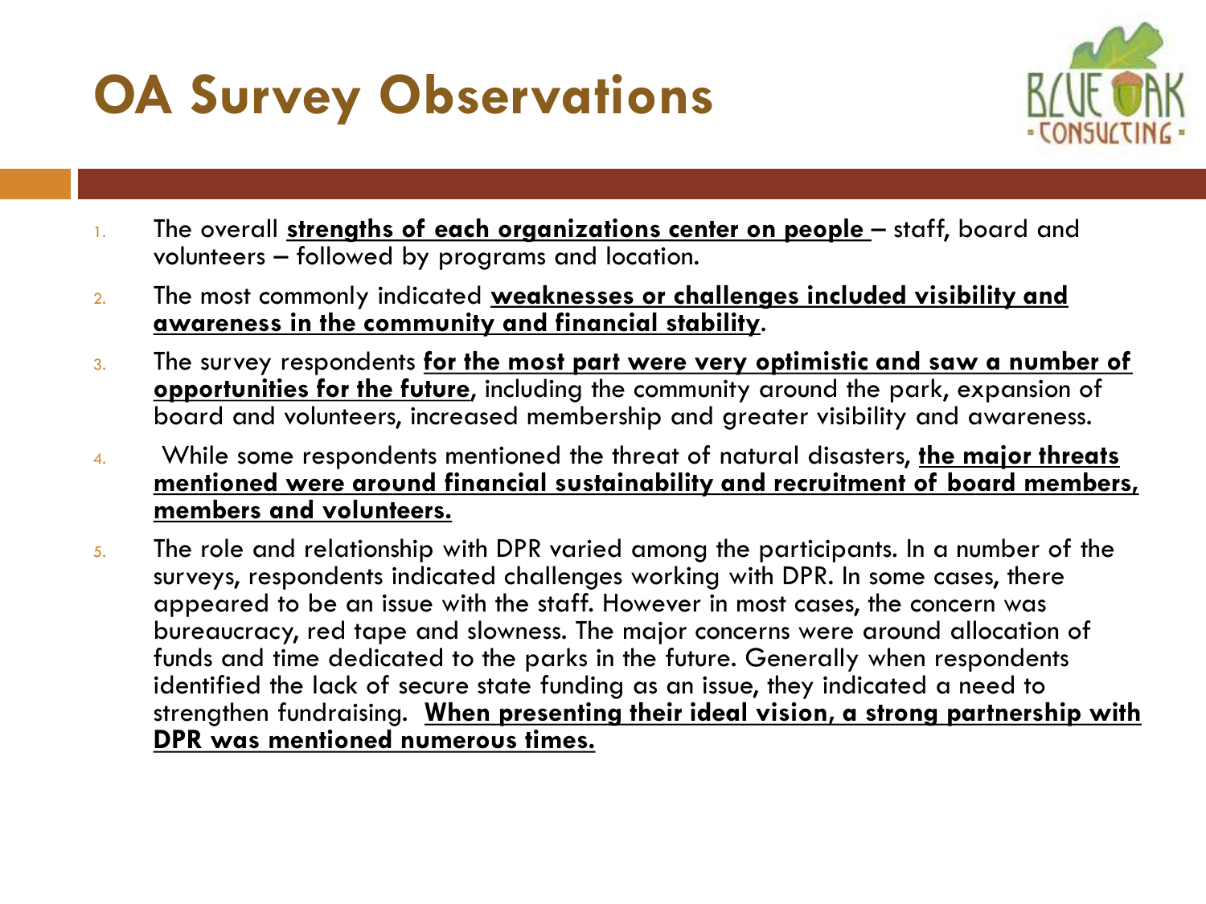# OA Survey Observations

1. The overall **strengths of each organizations center on people** – staff, board and volunteers – followed by programs and location.
2. The most commonly indicated **weaknesses or challenges included visibility and awareness in the community and financial stability**.
3. The survey respondents **for the most part were very optimistic and saw a number of opportunities for the future**, including the community around the park, expansion of board and volunteers, increased membership and greater visibility and awareness.
4. While some respondents mentioned the threat of natural disasters, **the major threats mentioned were around financial sustainability and recruitment of board members, members and volunteers.**
5. The role and relationship with DPR varied among the participants. In a number of the surveys, respondents indicated challenges working with DPR. In some cases, there appeared to be an issue with the staff. However in most cases, the concern was bureaucracy, red tape and slowness. The major concerns were around allocation of funds and time dedicated to the parks in the future. Generally when respondents identified the lack of secure state funding as an issue, they indicated a need to strengthen fundraising. **When presenting their ideal vision, a strong partnership with DPR was mentioned numerous times.**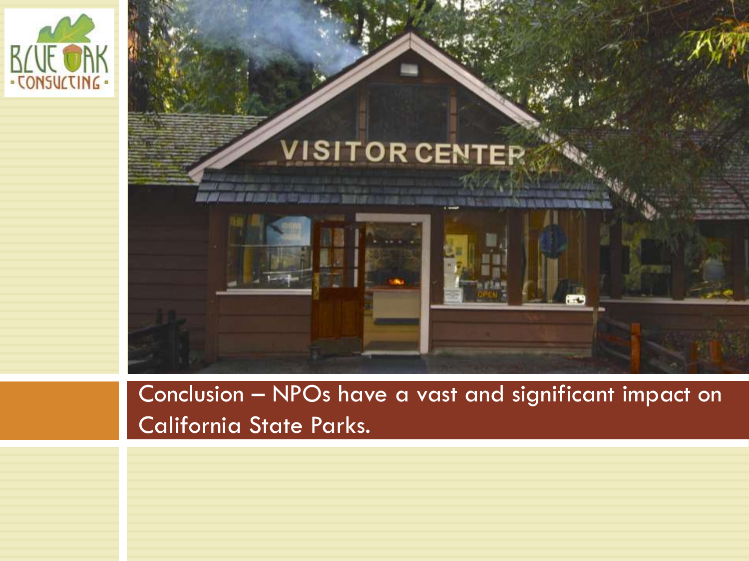Conclusion – NPOs have a vast and significant impact on California State Parks.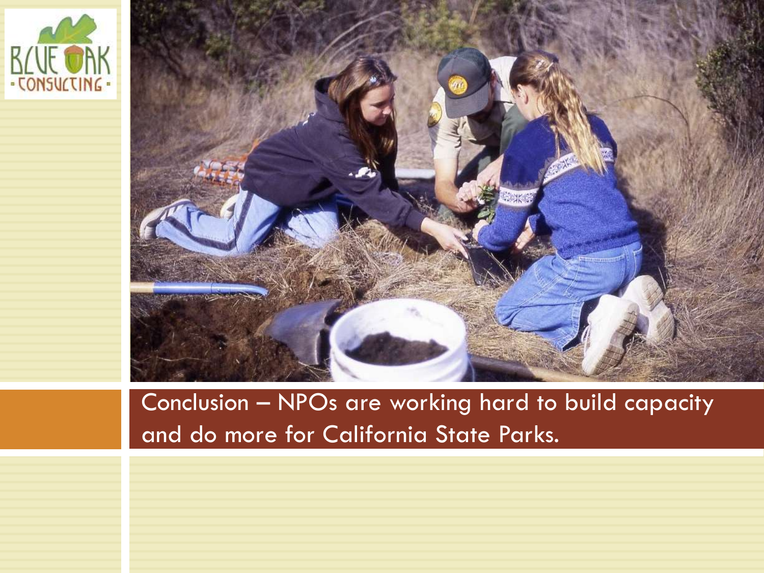Conclusion – NPOs are working hard to build capacity and do more for California State Parks.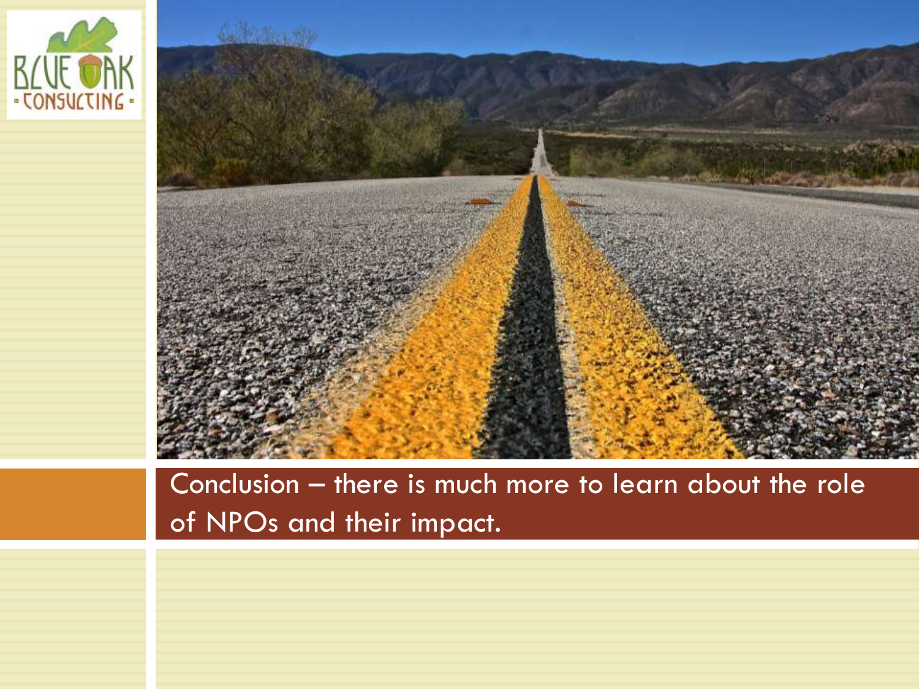Conclusion – there is much more to learn about the role of NPOs and their impact.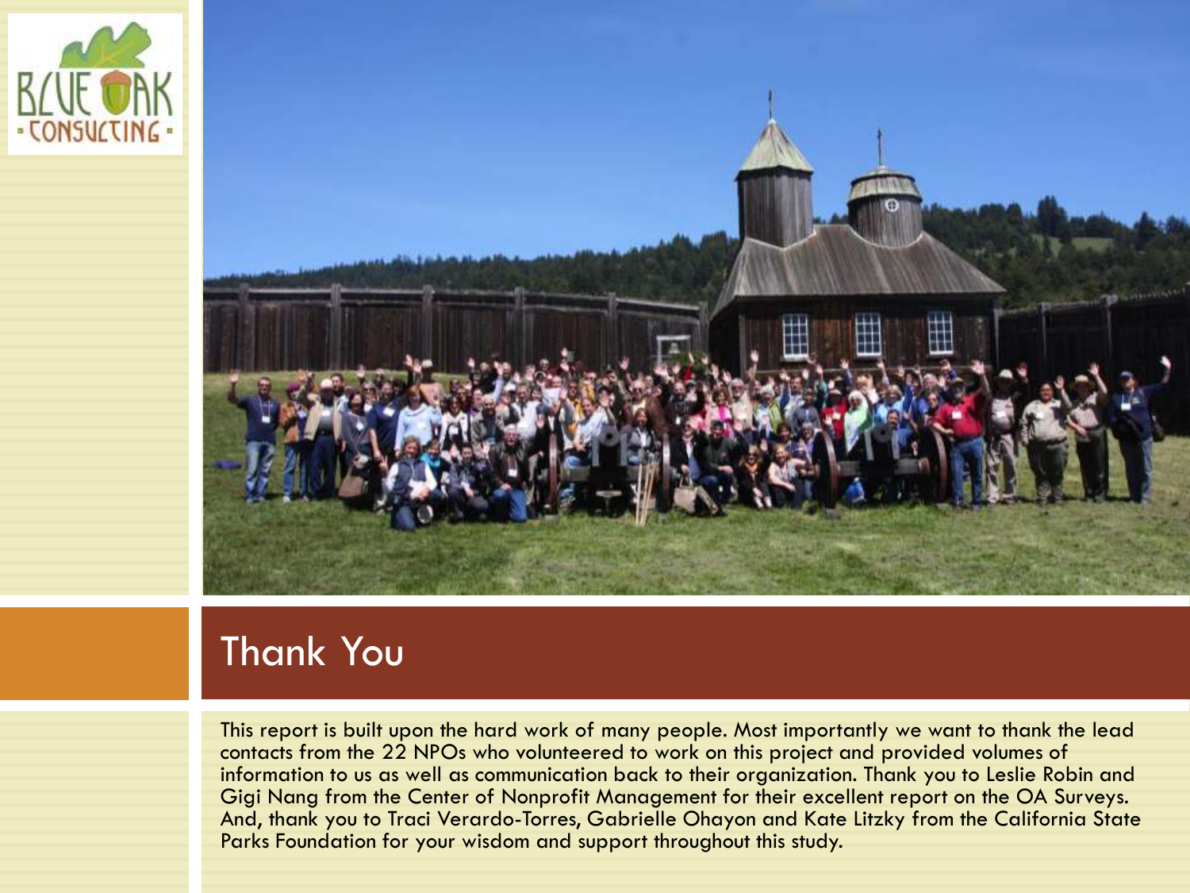# Thank You

This report is built upon the hard work of many people. Most importantly we want to thank the lead contacts from the 22 NPOs who volunteered to work on this project and provided volumes of information to us as well as communication back to their organization. Thank you to Leslie Robin and Gigi Nang from the Center of Nonprofit Management for their excellent report on the OA Surveys. And, thank you to Traci Verardo-Torres, Gabrielle Ohayon and Kate Litzky from the California State Parks Foundation for your wisdom and support throughout this study.